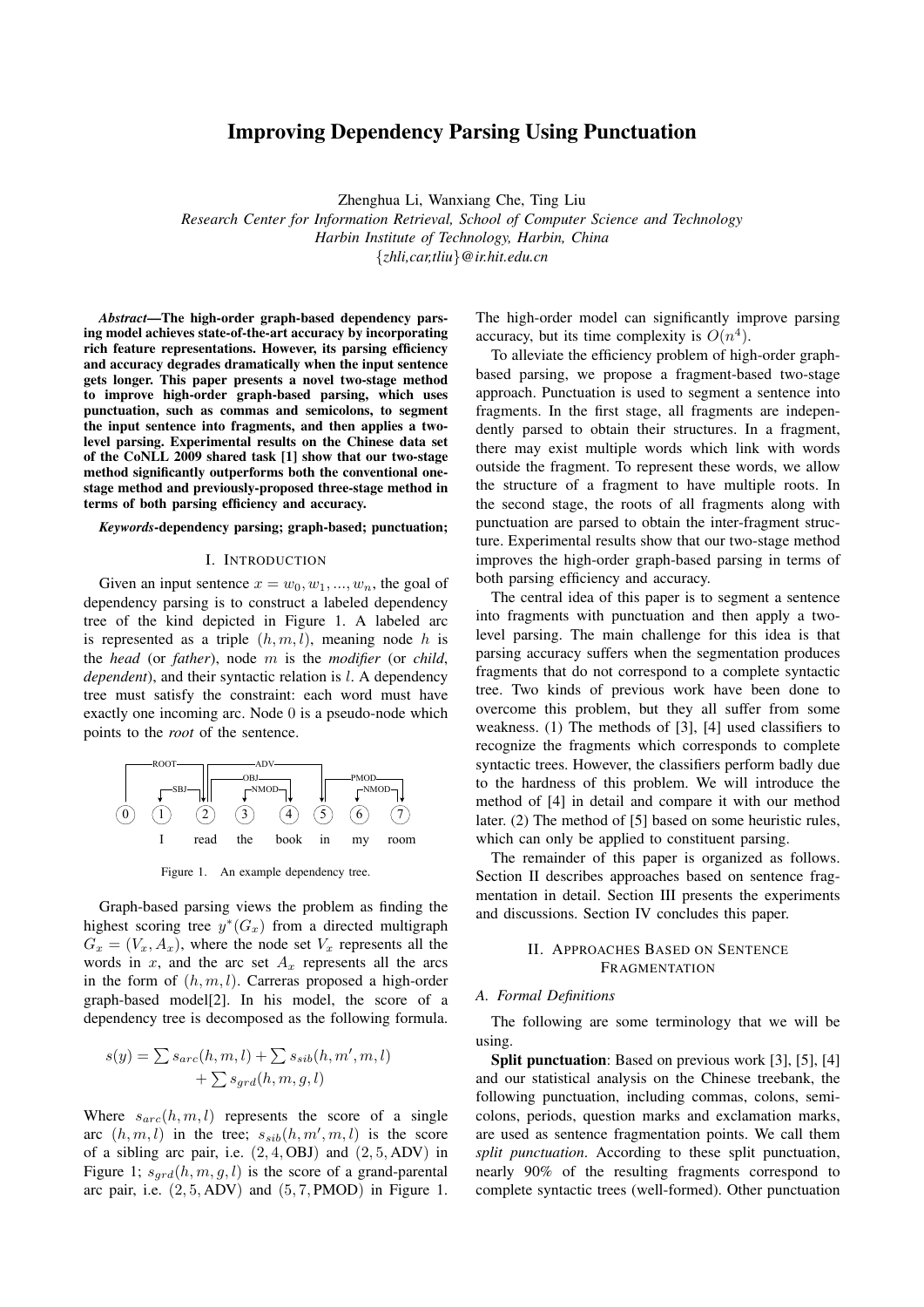# Improving Dependency Parsing Using Punctuation

Zhenghua Li, Wanxiang Che, Ting Liu

*Research Center for Information Retrieval, School of Computer Science and Technology*
*Harbin Institute of Technology, Harbin, China*
*{zhli,car,tliu}@ir.hit.edu.cn*

***Abstract*—The high-order graph-based dependency parsing model achieves state-of-the-art accuracy by incorporating rich feature representations. However, its parsing efficiency and accuracy degrades dramatically when the input sentence gets longer. This paper presents a novel two-stage method to improve high-order graph-based parsing, which uses punctuation, such as commas and semicolons, to segment the input sentence into fragments, and then applies a two-level parsing. Experimental results on the Chinese data set of the CoNLL 2009 shared task [1] show that our two-stage method significantly outperforms both the conventional one-stage method and previously-proposed three-stage method in terms of both parsing efficiency and accuracy.**

***Keywords*-dependency parsing; graph-based; punctuation;**

## I. Introduction

Given an input sentence $x = w_0, w_1, ..., w_n$, the goal of dependency parsing is to construct a labeled dependency tree of the kind depicted in Figure 1. A labeled arc is represented as a triple $(h, m, l)$, meaning node $h$ is the *head* (or *father*), node $m$ is the *modifier* (or *child*, *dependent*), and their syntactic relation is $l$. A dependency tree must satisfy the constraint: each word must have exactly one incoming arc. Node 0 is a pseudo-node which points to the *root* of the sentence.

Figure 1. An example dependency tree.

Graph-based parsing views the problem as finding the highest scoring tree $y^*(G_x)$ from a directed multigraph $G_x = (V_x, A_x)$, where the node set $V_x$ represents all the words in $x$, and the arc set $A_x$ represents all the arcs in the form of $(h, m, l)$. Carreras proposed a high-order graph-based model[2]. In his model, the score of a dependency tree is decomposed as the following formula.

$$s(y) = \sum s_{arc}(h, m, l) + \sum s_{sib}(h, m', m, l) + \sum s_{grd}(h, m, g, l)$$

Where $s_{arc}(h, m, l)$ represents the score of a single arc $(h, m, l)$ in the tree; $s_{sib}(h, m', m, l)$ is the score of a sibling arc pair, i.e. $(2, 4, \text{OBJ})$ and $(2, 5, \text{ADV})$ in Figure 1; $s_{grd}(h, m, g, l)$ is the score of a grand-parental arc pair, i.e. $(2, 5, \text{ADV})$ and $(5, 7, \text{PMOD})$ in Figure 1. The high-order model can significantly improve parsing accuracy, but its time complexity is $O(n^4)$.

To alleviate the efficiency problem of high-order graph-based parsing, we propose a fragment-based two-stage approach. Punctuation is used to segment a sentence into fragments. In the first stage, all fragments are independently parsed to obtain their structures. In a fragment, there may exist multiple words which link with words outside the fragment. To represent these words, we allow the structure of a fragment to have multiple roots. In the second stage, the roots of all fragments along with punctuation are parsed to obtain the inter-fragment structure. Experimental results show that our two-stage method improves the high-order graph-based parsing in terms of both parsing efficiency and accuracy.

The central idea of this paper is to segment a sentence into fragments with punctuation and then apply a two-level parsing. The main challenge for this idea is that parsing accuracy suffers when the segmentation produces fragments that do not correspond to a complete syntactic tree. Two kinds of previous work have been done to overcome this problem, but they all suffer from some weakness. (1) The methods of [3], [4] used classifiers to recognize the fragments which corresponds to complete syntactic trees. However, the classifiers perform badly due to the hardness of this problem. We will introduce the method of [4] in detail and compare it with our method later. (2) The method of [5] based on some heuristic rules, which can only be applied to constituent parsing.

The remainder of this paper is organized as follows. Section II describes approaches based on sentence fragmentation in detail. Section III presents the experiments and discussions. Section IV concludes this paper.

## II. Approaches Based on Sentence Fragmentation

### A. Formal Definitions

The following are some terminology that we will be using.

**Split punctuation**: Based on previous work [3], [5], [4] and our statistical analysis on the Chinese treebank, the following punctuation, including commas, colons, semicolons, periods, question marks and exclamation marks, are used as sentence fragmentation points. We call them *split punctuation*. According to these split punctuation, nearly 90% of the resulting fragments correspond to complete syntactic trees (well-formed). Other punctuation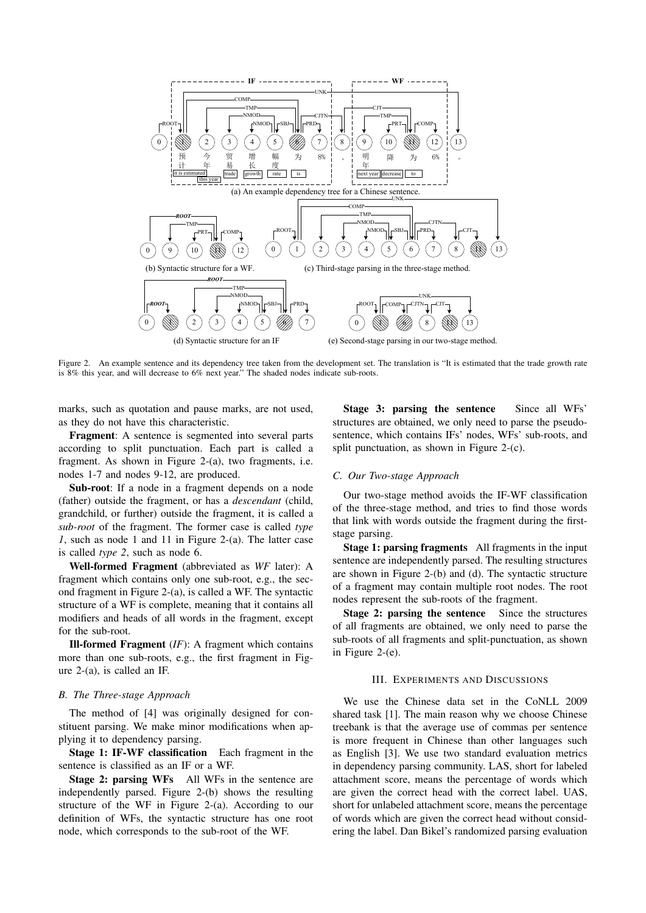(a) An example dependency tree for a Chinese sentence.

(b) Syntactic structure for a WF.

(c) Third-stage parsing in the three-stage method.

(d) Syntactic structure for an IF

(e) Second-stage parsing in our two-stage method.

Figure 2. An example sentence and its dependency tree taken from the development set. The translation is "It is estimated that the trade growth rate is 8% this year, and will decrease to 6% next year." The shaded nodes indicate sub-roots.

marks, such as quotation and pause marks, are not used, as they do not have this characteristic.

**Fragment**: A sentence is segmented into several parts according to split punctuation. Each part is called a fragment. As shown in Figure 2-(a), two fragments, i.e. nodes 1-7 and nodes 9-12, are produced.

**Sub-root**: If a node in a fragment depends on a node (father) outside the fragment, or has a *descendant* (child, grandchild, or further) outside the fragment, it is called a *sub-root* of the fragment. The former case is called *type 1*, such as node 1 and 11 in Figure 2-(a). The latter case is called *type 2*, such as node 6.

**Well-formed Fragment** (abbreviated as *WF* later): A fragment which contains only one sub-root, e.g., the second fragment in Figure 2-(a), is called a WF. The syntactic structure of a WF is complete, meaning that it contains all modifiers and heads of all words in the fragment, except for the sub-root.

**Ill-formed Fragment** (*IF*): A fragment which contains more than one sub-roots, e.g., the first fragment in Figure 2-(a), is called an IF.

### B. The Three-stage Approach

The method of [4] was originally designed for constituent parsing. We make minor modifications when applying it to dependency parsing.

**Stage 1: IF-WF classification** Each fragment in the sentence is classified as an IF or a WF.

**Stage 2: parsing WFs** All WFs in the sentence are independently parsed. Figure 2-(b) shows the resulting structure of the WF in Figure 2-(a). According to our definition of WFs, the syntactic structure has one root node, which corresponds to the sub-root of the WF.

**Stage 3: parsing the sentence** Since all WFs' structures are obtained, we only need to parse the pseudo-sentence, which contains IFs' nodes, WFs' sub-roots, and split punctuation, as shown in Figure 2-(c).

### C. Our Two-stage Approach

Our two-stage method avoids the IF-WF classification of the three-stage method, and tries to find those words that link with words outside the fragment during the first-stage parsing.

**Stage 1: parsing fragments** All fragments in the input sentence are independently parsed. The resulting structures are shown in Figure 2-(b) and (d). The syntactic structure of a fragment may contain multiple root nodes. The root nodes represent the sub-roots of the fragment.

**Stage 2: parsing the sentence** Since the structures of all fragments are obtained, we only need to parse the sub-roots of all fragments and split-punctuation, as shown in Figure 2-(e).

## III. Experiments and Discussions

We use the Chinese data set in the CoNLL 2009 shared task [1]. The main reason why we choose Chinese treebank is that the average use of commas per sentence is more frequent in Chinese than other languages such as English [3]. We use two standard evaluation metrics in dependency parsing community. LAS, short for labeled attachment score, means the percentage of words which are given the correct head with the correct label. UAS, short for unlabeled attachment score, means the percentage of words which are given the correct head without considering the label. Dan Bikel's randomized parsing evaluation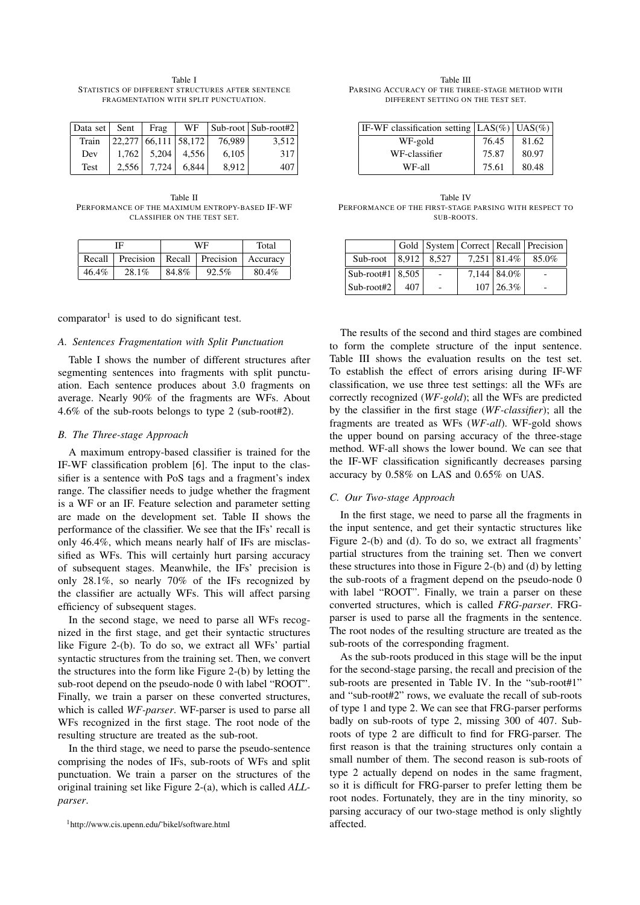Table I
STATISTICS OF DIFFERENT STRUCTURES AFTER SENTENCE FRAGMENTATION WITH SPLIT PUNCTUATION.

| Data set | Sent | Frag | WF | Sub-root | Sub-root#2 |
|---|---|---|---|---|---|
| Train | 22,277 | 66,111 | 58,172 | 76,989 | 3,512 |
| Dev | 1,762 | 5,204 | 4,556 | 6,105 | 317 |
| Test | 2,556 | 7,724 | 6,844 | 8,912 | 407 |

Table II
PERFORMANCE OF THE MAXIMUM ENTROPY-BASED IF-WF CLASSIFIER ON THE TEST SET.

| IF | | WF | | Total |
|---|---|---|---|---|
| Recall | Precision | Recall | Precision | Accuracy |
| 46.4% | 28.1% | 84.8% | 92.5% | 80.4% |

comparator[1] is used to do significant test.

### A. Sentences Fragmentation with Split Punctuation

Table I shows the number of different structures after segmenting sentences into fragments with split punctuation. Each sentence produces about 3.0 fragments on average. Nearly 90% of the fragments are WFs. About 4.6% of the sub-roots belongs to type 2 (sub-root#2).

### B. The Three-stage Approach

A maximum entropy-based classifier is trained for the IF-WF classification problem [6]. The input to the classifier is a sentence with PoS tags and a fragment's index range. The classifier needs to judge whether the fragment is a WF or an IF. Feature selection and parameter setting are made on the development set. Table II shows the performance of the classifier. We see that the IFs' recall is only 46.4%, which means nearly half of IFs are misclassified as WFs. This will certainly hurt parsing accuracy of subsequent stages. Meanwhile, the IFs' precision is only 28.1%, so nearly 70% of the IFs recognized by the classifier are actually WFs. This will affect parsing efficiency of subsequent stages.

In the second stage, we need to parse all WFs recognized in the first stage, and get their syntactic structures like Figure 2-(b). To do so, we extract all WFs' partial syntactic structures from the training set. Then, we convert the structures into the form like Figure 2-(b) by letting the sub-root depend on the pseudo-node 0 with label "ROOT". Finally, we train a parser on these converted structures, which is called *WF-parser*. WF-parser is used to parse all WFs recognized in the first stage. The root node of the resulting structure are treated as the sub-root.

In the third stage, we need to parse the pseudo-sentence comprising the nodes of IFs, sub-roots of WFs and split punctuation. We train a parser on the structures of the original training set like Figure 2-(a), which is called *ALL-parser*.

[1] http://www.cis.upenn.edu/˜bikel/software.html

Table III
PARSING ACCURACY OF THE THREE-STAGE METHOD WITH DIFFERENT SETTING ON THE TEST SET.

| IF-WF classification setting | LAS(%) | UAS(%) |
|---|---|---|
| WF-gold | 76.45 | 81.62 |
| WF-classifier | 75.87 | 80.97 |
| WF-all | 75.61 | 80.48 |

Table IV
PERFORMANCE OF THE FIRST-STAGE PARSING WITH RESPECT TO SUB-ROOTS.

| | Gold | System | Correct | Recall | Precision |
|---|---|---|---|---|---|
| Sub-root | 8,912 | 8,527 | 7,251 | 81.4% | 85.0% |
| Sub-root#1 | 8,505 | - | 7,144 | 84.0% | - |
| Sub-root#2 | 407 | - | 107 | 26.3% | - |

The results of the second and third stages are combined to form the complete structure of the input sentence. Table III shows the evaluation results on the test set. To establish the effect of errors arising during IF-WF classification, we use three test settings: all the WFs are correctly recognized (*WF-gold*); all the WFs are predicted by the classifier in the first stage (*WF-classifier*); all the fragments are treated as WFs (*WF-all*). WF-gold shows the upper bound on parsing accuracy of the three-stage method. WF-all shows the lower bound. We can see that the IF-WF classification significantly decreases parsing accuracy by 0.58% on LAS and 0.65% on UAS.

### C. Our Two-stage Approach

In the first stage, we need to parse all the fragments in the input sentence, and get their syntactic structures like Figure 2-(b) and (d). To do so, we extract all fragments' partial structures from the training set. Then we convert these structures into those in Figure 2-(b) and (d) by letting the sub-roots of a fragment depend on the pseudo-node 0 with label "ROOT". Finally, we train a parser on these converted structures, which is called *FRG-parser*. FRG-parser is used to parse all the fragments in the sentence. The root nodes of the resulting structure are treated as the sub-roots of the corresponding fragment.

As the sub-roots produced in this stage will be the input for the second-stage parsing, the recall and precision of the sub-roots are presented in Table IV. In the "sub-root#1" and "sub-root#2" rows, we evaluate the recall of sub-roots of type 1 and type 2. We can see that FRG-parser performs badly on sub-roots of type 2, missing 300 of 407. Sub-roots of type 2 are difficult to find for FRG-parser. The first reason is that the training structures only contain a small number of them. The second reason is sub-roots of type 2 actually depend on nodes in the same fragment, so it is difficult for FRG-parser to prefer letting them be root nodes. Fortunately, they are in the tiny minority, so parsing accuracy of our two-stage method is only slightly affected.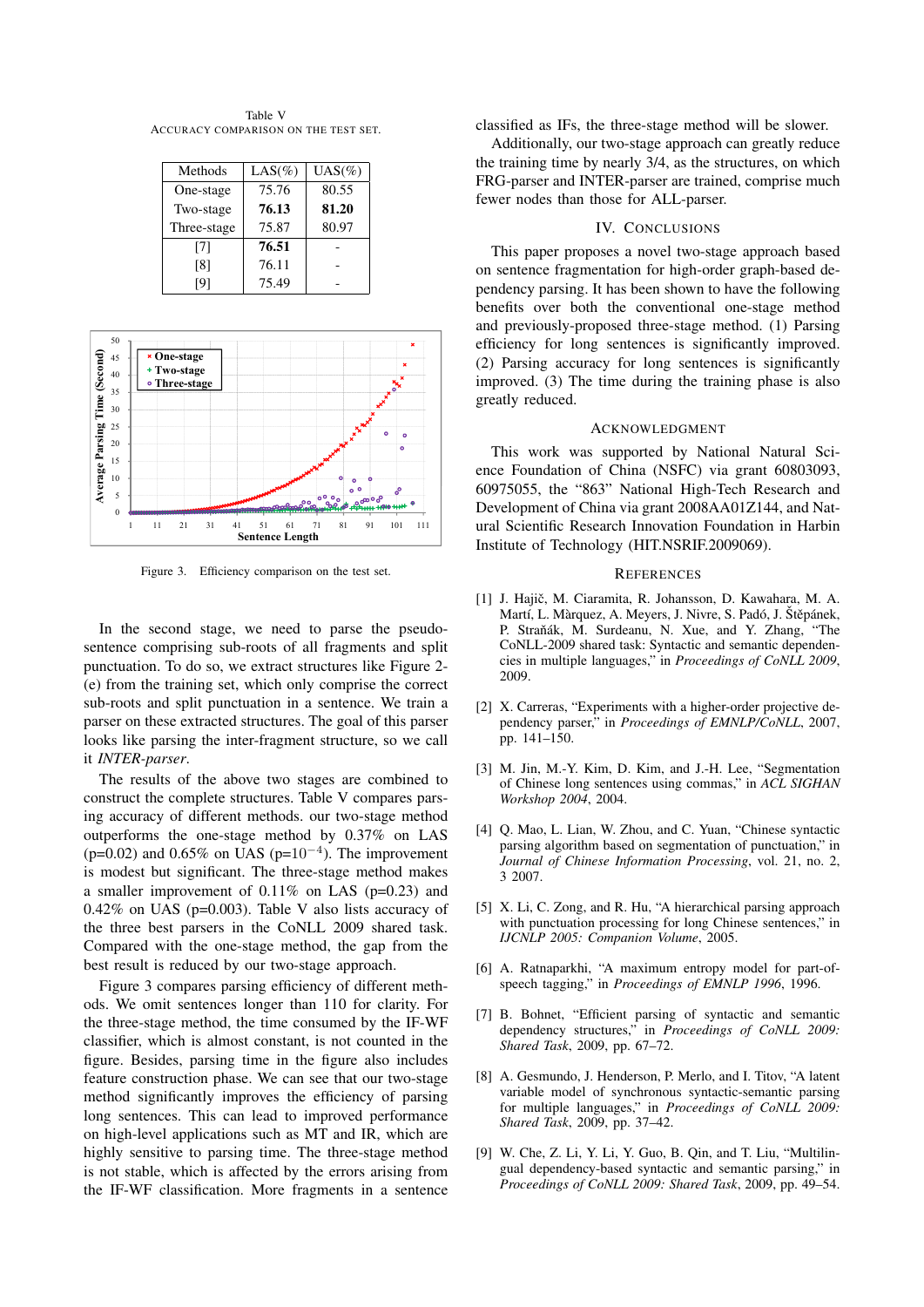Table V
ACCURACY COMPARISON ON THE TEST SET.

| Methods | LAS(%) | UAS(%) |
|---|---|---|
| One-stage | 75.76 | 80.55 |
| Two-stage | **76.13** | **81.20** |
| Three-stage | 75.87 | 80.97 |
| [7] | **76.51** | - |
| [8] | 76.11 | - |
| [9] | 75.49 | - |

Average Parsing Time (Second)
50
45
40
35
30
25
20
15
10
5
0
1 11 21 31 41 51 61 71 81 91 101 111
Sentence Length
One-stage
Two-stage
Three-stage

Figure 3. Efficiency comparison on the test set.

In the second stage, we need to parse the pseudo-sentence comprising sub-roots of all fragments and split punctuation. To do so, we extract structures like Figure 2-(e) from the training set, which only comprise the correct sub-roots and split punctuation in a sentence. We train a parser on these extracted structures. The goal of this parser looks like parsing the inter-fragment structure, so we call it *INTER-parser*.

The results of the above two stages are combined to construct the complete structures. Table V compares parsing accuracy of different methods. our two-stage method outperforms the one-stage method by 0.37% on LAS (p=0.02) and 0.65% on UAS (p=$10^{-4}$). The improvement is modest but significant. The three-stage method makes a smaller improvement of 0.11% on LAS (p=0.23) and 0.42% on UAS (p=0.003). Table V also lists accuracy of the three best parsers in the CoNLL 2009 shared task. Compared with the one-stage method, the gap from the best result is reduced by our two-stage approach.

Figure 3 compares parsing efficiency of different methods. We omit sentences longer than 110 for clarity. For the three-stage method, the time consumed by the IF-WF classifier, which is almost constant, is not counted in the figure. Besides, parsing time in the figure also includes feature construction phase. We can see that our two-stage method significantly improves the efficiency of parsing long sentences. This can lead to improved performance on high-level applications such as MT and IR, which are highly sensitive to parsing time. The three-stage method is not stable, which is affected by the errors arising from the IF-WF classification. More fragments in a sentence classified as IFs, the three-stage method will be slower.

Additionally, our two-stage approach can greatly reduce the training time by nearly 3/4, as the structures, on which FRG-parser and INTER-parser are trained, comprise much fewer nodes than those for ALL-parser.

## IV. Conclusions

This paper proposes a novel two-stage approach based on sentence fragmentation for high-order graph-based dependency parsing. It has been shown to have the following benefits over both the conventional one-stage method and previously-proposed three-stage method. (1) Parsing efficiency for long sentences is significantly improved. (2) Parsing accuracy for long sentences is significantly improved. (3) The time during the training phase is also greatly reduced.

## Acknowledgment

This work was supported by National Natural Science Foundation of China (NSFC) via grant 60803093, 60975055, the "863" National High-Tech Research and Development of China via grant 2008AA01Z144, and Natural Scientific Research Innovation Foundation in Harbin Institute of Technology (HIT.NSRIF.2009069).

## References

[1] J. Hajič, M. Ciaramita, R. Johansson, D. Kawahara, M. A. Martí, L. Màrquez, A. Meyers, J. Nivre, S. Padó, J. Štěpánek, P. Straňák, M. Surdeanu, N. Xue, and Y. Zhang, "The CoNLL-2009 shared task: Syntactic and semantic dependencies in multiple languages," in *Proceedings of CoNLL 2009*, 2009.

[2] X. Carreras, "Experiments with a higher-order projective dependency parser," in *Proceedings of EMNLP/CoNLL*, 2007, pp. 141–150.

[3] M. Jin, M.-Y. Kim, D. Kim, and J.-H. Lee, "Segmentation of Chinese long sentences using commas," in *ACL SIGHAN Workshop 2004*, 2004.

[4] Q. Mao, L. Lian, W. Zhou, and C. Yuan, "Chinese syntactic parsing algorithm based on segmentation of punctuation," in *Journal of Chinese Information Processing*, vol. 21, no. 2, 3 2007.

[5] X. Li, C. Zong, and R. Hu, "A hierarchical parsing approach with punctuation processing for long Chinese sentences," in *IJCNLP 2005: Companion Volume*, 2005.

[6] A. Ratnaparkhi, "A maximum entropy model for part-of-speech tagging," in *Proceedings of EMNLP 1996*, 1996.

[7] B. Bohnet, "Efficient parsing of syntactic and semantic dependency structures," in *Proceedings of CoNLL 2009: Shared Task*, 2009, pp. 67–72.

[8] A. Gesmundo, J. Henderson, P. Merlo, and I. Titov, "A latent variable model of synchronous syntactic-semantic parsing for multiple languages," in *Proceedings of CoNLL 2009: Shared Task*, 2009, pp. 37–42.

[9] W. Che, Z. Li, Y. Li, Y. Guo, B. Qin, and T. Liu, "Multilingual dependency-based syntactic and semantic parsing," in *Proceedings of CoNLL 2009: Shared Task*, 2009, pp. 49–54.